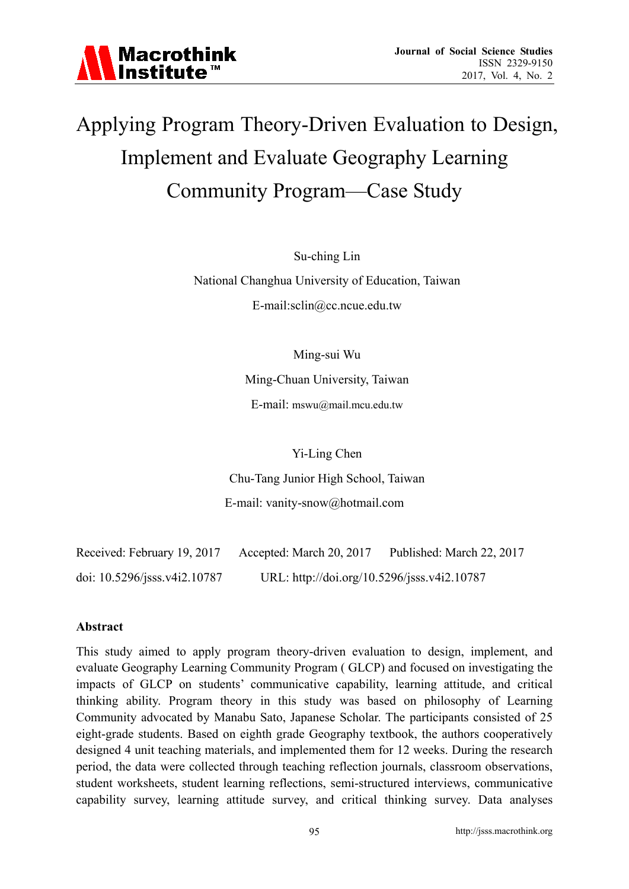# Applying Program Theory-Driven Evaluation to Design, Implement and Evaluate Geography Learning Community Program—Case Study

Su-ching Lin

National Changhua University of Education, Taiwan

E-mail:sclin@cc.ncue.edu.tw

Ming-sui Wu

Ming-Chuan University, Taiwan

E-mail: mswu@mail.mcu.edu.tw

Yi-Ling Chen

Chu-Tang Junior High School, Taiwan

E-mail: vanity-snow@hotmail.com

Received: February 19, 2017 Accepted: March 20, 2017 Published: March 22, 2017

doi: 10.5296/jsss.v4i2.10787 URL: http://doi.org/10.5296/jsss.v4i2.10787

## Abstract

This study aimed to apply program theory-driven evaluation to design, implement, and evaluate Geography Learning Community Program ( GLCP) and focused on investigating the impacts of GLCP on students' communicative capability, learning attitude, and critical thinking ability. Program theory in this study was based on philosophy of Learning Community advocated by Manabu Sato, Japanese Scholar. The participants consisted of 25 eighth-grade students. Based on eighth grade Geography textbook, the authors cooperatively designed 4 unit teaching materials, and implemented them for 12 weeks. During the research period, the data were collected through teaching reflection journals, classroom observations, student worksheets, student learning reflections, semi-structured interviews, communicative capability survey, learning attitude survey, and critical thinking survey. Data analyses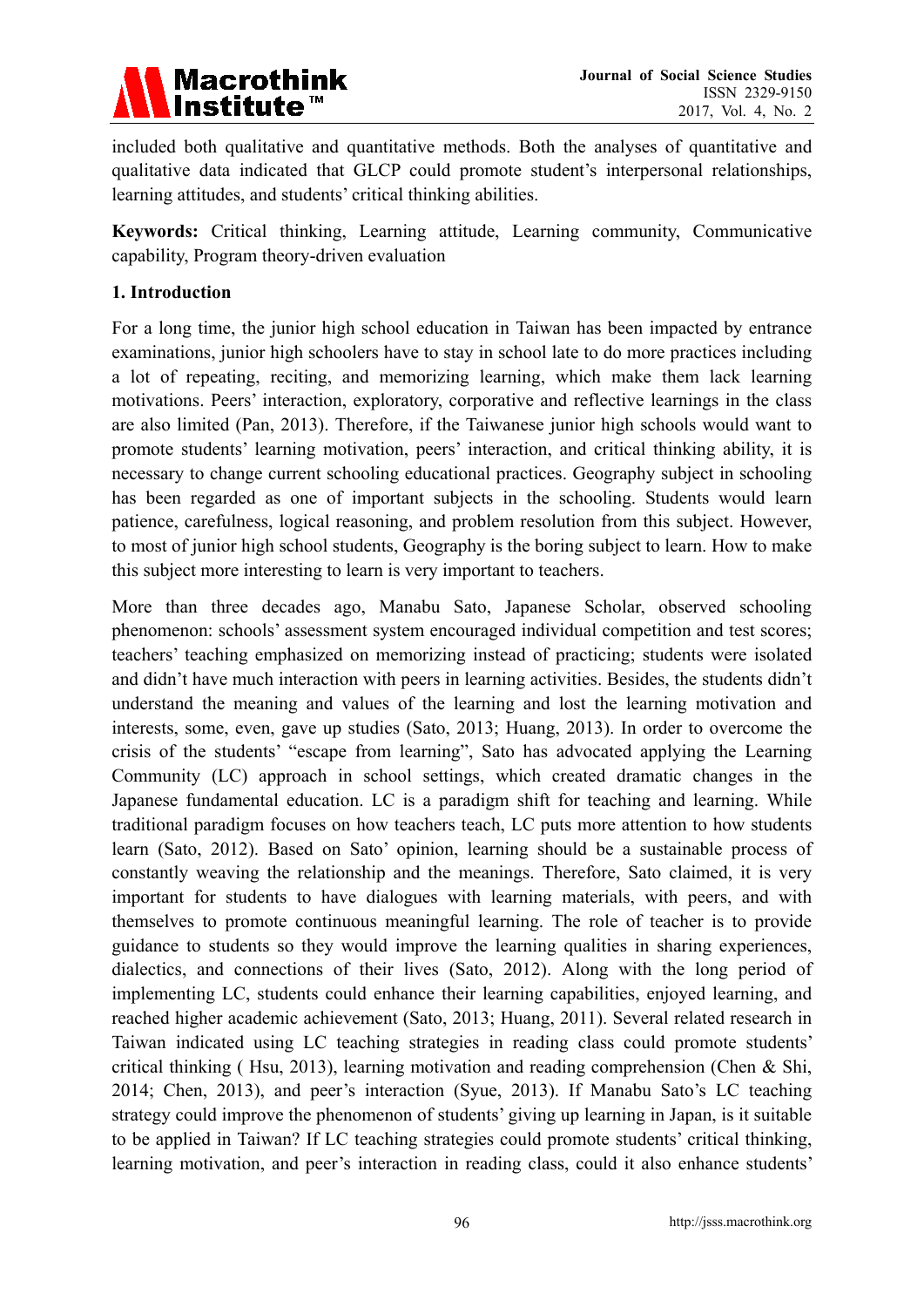included both qualitative and quantitative methods. Both the analyses of quantitative and qualitative data indicated that GLCP could promote student's interpersonal relationships, learning attitudes, and students' critical thinking abilities.

**Keywords:** Critical thinking, Learning attitude, Learning community, Communicative capability, Program theory-driven evaluation

## 1. Introduction

For a long time, the junior high school education in Taiwan has been impacted by entrance examinations, junior high schoolers have to stay in school late to do more practices including a lot of repeating, reciting, and memorizing learning, which make them lack learning motivations. Peers' interaction, exploratory, corporative and reflective learnings in the class are also limited (Pan, 2013). Therefore, if the Taiwanese junior high schools would want to promote students' learning motivation, peers' interaction, and critical thinking ability, it is necessary to change current schooling educational practices. Geography subject in schooling has been regarded as one of important subjects in the schooling. Students would learn patience, carefulness, logical reasoning, and problem resolution from this subject. However, to most of junior high school students, Geography is the boring subject to learn. How to make this subject more interesting to learn is very important to teachers.

More than three decades ago, Manabu Sato, Japanese Scholar, observed schooling phenomenon: schools' assessment system encouraged individual competition and test scores; teachers' teaching emphasized on memorizing instead of practicing; students were isolated and didn't have much interaction with peers in learning activities. Besides, the students didn't understand the meaning and values of the learning and lost the learning motivation and interests, some, even, gave up studies (Sato, 2013; Huang, 2013). In order to overcome the crisis of the students' "escape from learning", Sato has advocated applying the Learning Community (LC) approach in school settings, which created dramatic changes in the Japanese fundamental education. LC is a paradigm shift for teaching and learning. While traditional paradigm focuses on how teachers teach, LC puts more attention to how students learn (Sato, 2012). Based on Sato' opinion, learning should be a sustainable process of constantly weaving the relationship and the meanings. Therefore, Sato claimed, it is very important for students to have dialogues with learning materials, with peers, and with themselves to promote continuous meaningful learning. The role of teacher is to provide guidance to students so they would improve the learning qualities in sharing experiences, dialectics, and connections of their lives (Sato, 2012). Along with the long period of implementing LC, students could enhance their learning capabilities, enjoyed learning, and reached higher academic achievement (Sato, 2013; Huang, 2011). Several related research in Taiwan indicated using LC teaching strategies in reading class could promote students' critical thinking ( Hsu, 2013), learning motivation and reading comprehension (Chen & Shi, 2014; Chen, 2013), and peer's interaction (Syue, 2013). If Manabu Sato's LC teaching strategy could improve the phenomenon of students' giving up learning in Japan, is it suitable to be applied in Taiwan? If LC teaching strategies could promote students' critical thinking, learning motivation, and peer's interaction in reading class, could it also enhance students'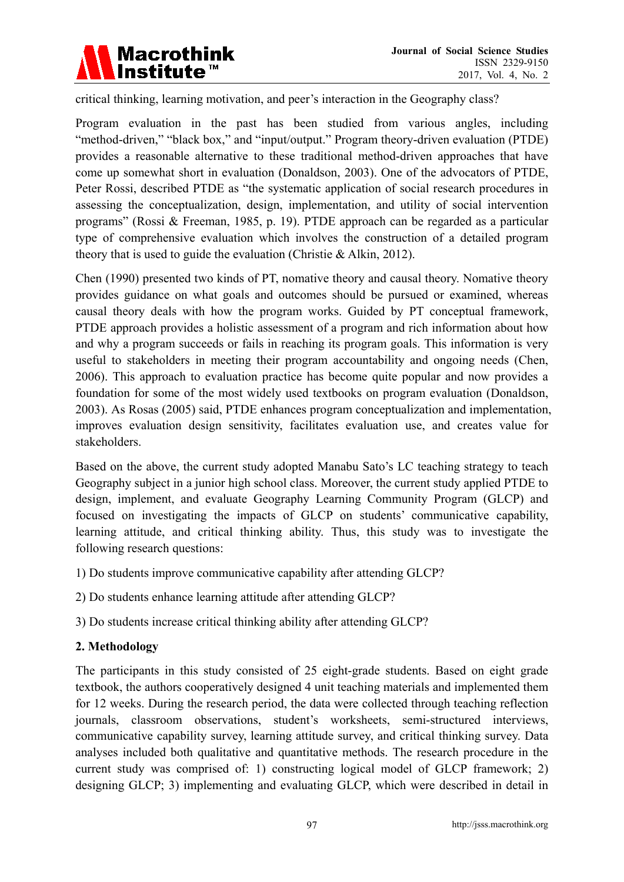critical thinking, learning motivation, and peer's interaction in the Geography class?

Program evaluation in the past has been studied from various angles, including "method-driven," "black box," and "input/output." Program theory-driven evaluation (PTDE) provides a reasonable alternative to these traditional method-driven approaches that have come up somewhat short in evaluation (Donaldson, 2003). One of the advocators of PTDE, Peter Rossi, described PTDE as "the systematic application of social research procedures in assessing the conceptualization, design, implementation, and utility of social intervention programs" (Rossi & Freeman, 1985, p. 19). PTDE approach can be regarded as a particular type of comprehensive evaluation which involves the construction of a detailed program theory that is used to guide the evaluation (Christie & Alkin, 2012).

Chen (1990) presented two kinds of PT, nomative theory and causal theory. Nomative theory provides guidance on what goals and outcomes should be pursued or examined, whereas causal theory deals with how the program works. Guided by PT conceptual framework, PTDE approach provides a holistic assessment of a program and rich information about how and why a program succeeds or fails in reaching its program goals. This information is very useful to stakeholders in meeting their program accountability and ongoing needs (Chen, 2006). This approach to evaluation practice has become quite popular and now provides a foundation for some of the most widely used textbooks on program evaluation (Donaldson, 2003). As Rosas (2005) said, PTDE enhances program conceptualization and implementation, improves evaluation design sensitivity, facilitates evaluation use, and creates value for stakeholders.

Based on the above, the current study adopted Manabu Sato's LC teaching strategy to teach Geography subject in a junior high school class. Moreover, the current study applied PTDE to design, implement, and evaluate Geography Learning Community Program (GLCP) and focused on investigating the impacts of GLCP on students' communicative capability, learning attitude, and critical thinking ability. Thus, this study was to investigate the following research questions:

1) Do students improve communicative capability after attending GLCP?

2) Do students enhance learning attitude after attending GLCP?

3) Do students increase critical thinking ability after attending GLCP?

## 2. Methodology

The participants in this study consisted of 25 eight-grade students. Based on eight grade textbook, the authors cooperatively designed 4 unit teaching materials and implemented them for 12 weeks. During the research period, the data were collected through teaching reflection journals, classroom observations, student's worksheets, semi-structured interviews, communicative capability survey, learning attitude survey, and critical thinking survey. Data analyses included both qualitative and quantitative methods. The research procedure in the current study was comprised of: 1) constructing logical model of GLCP framework; 2) designing GLCP; 3) implementing and evaluating GLCP, which were described in detail in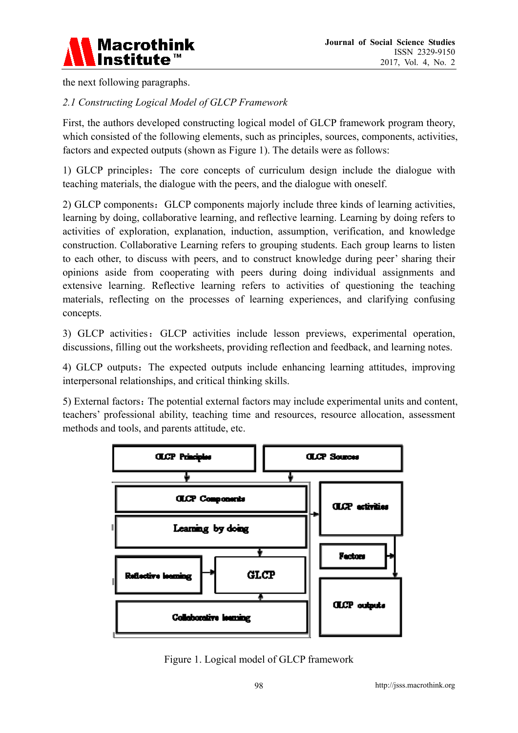the next following paragraphs.

*2.1 Constructing Logical Model of GLCP Framework*

First, the authors developed constructing logical model of GLCP framework program theory, which consisted of the following elements, such as principles, sources, components, activities, factors and expected outputs (shown as Figure 1). The details were as follows:

1) GLCP principles：The core concepts of curriculum design include the dialogue with teaching materials, the dialogue with the peers, and the dialogue with oneself.

2) GLCP components：GLCP components majorly include three kinds of learning activities, learning by doing, collaborative learning, and reflective learning. Learning by doing refers to activities of exploration, explanation, induction, assumption, verification, and knowledge construction. Collaborative Learning refers to grouping students. Each group learns to listen to each other, to discuss with peers, and to construct knowledge during peer' sharing their opinions aside from cooperating with peers during doing individual assignments and extensive learning. Reflective learning refers to activities of questioning the teaching materials, reflecting on the processes of learning experiences, and clarifying confusing concepts.

3) GLCP activities：GLCP activities include lesson previews, experimental operation, discussions, filling out the worksheets, providing reflection and feedback, and learning notes.

4) GLCP outputs：The expected outputs include enhancing learning attitudes, improving interpersonal relationships, and critical thinking skills.

5) External factors：The potential external factors may include experimental units and content, teachers' professional ability, teaching time and resources, resource allocation, assessment methods and tools, and parents attitude, etc.

Figure 1. Logical model of GLCP framework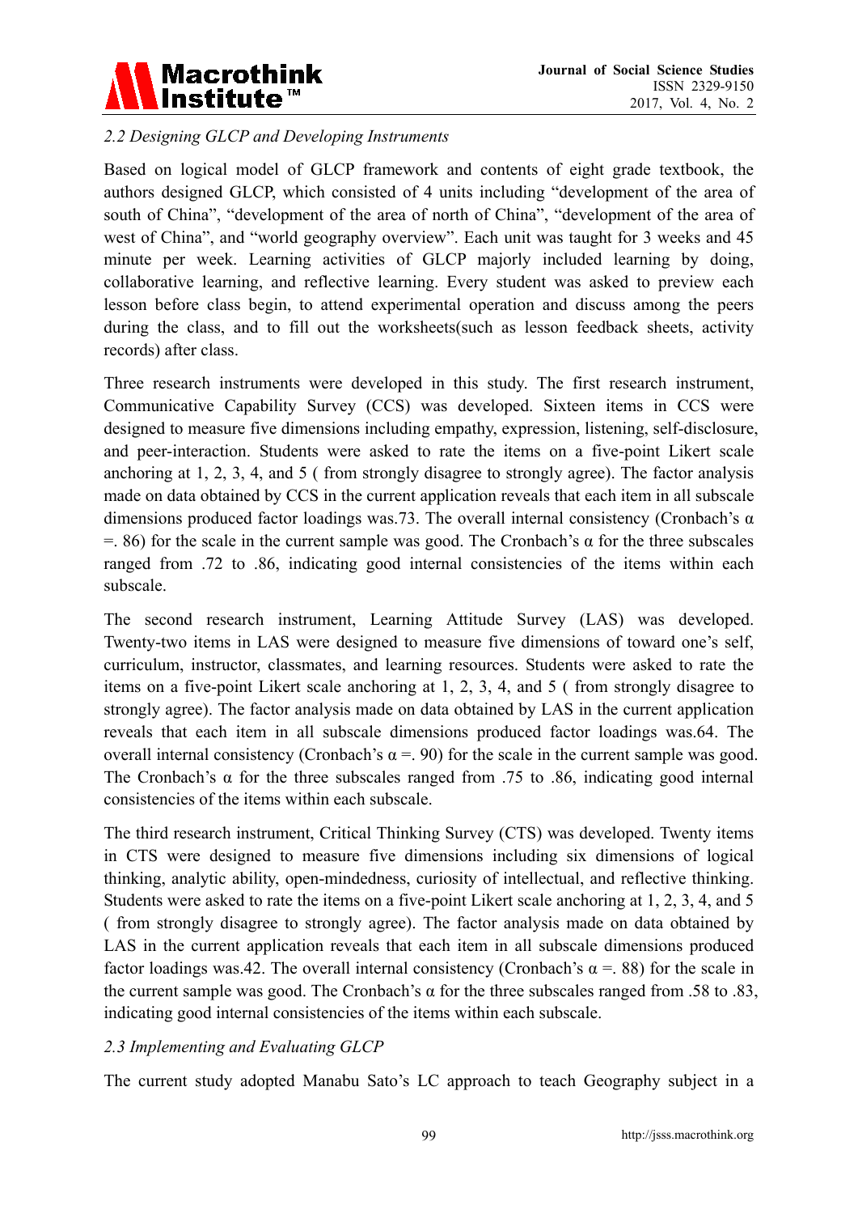*2.2 Designing GLCP and Developing Instruments*

Based on logical model of GLCP framework and contents of eight grade textbook, the authors designed GLCP, which consisted of 4 units including "development of the area of south of China", "development of the area of north of China", "development of the area of west of China", and "world geography overview". Each unit was taught for 3 weeks and 45 minute per week. Learning activities of GLCP majorly included learning by doing, collaborative learning, and reflective learning. Every student was asked to preview each lesson before class begin, to attend experimental operation and discuss among the peers during the class, and to fill out the worksheets(such as lesson feedback sheets, activity records) after class.

Three research instruments were developed in this study. The first research instrument, Communicative Capability Survey (CCS) was developed. Sixteen items in CCS were designed to measure five dimensions including empathy, expression, listening, self-disclosure, and peer-interaction. Students were asked to rate the items on a five-point Likert scale anchoring at 1, 2, 3, 4, and 5 ( from strongly disagree to strongly agree). The factor analysis made on data obtained by CCS in the current application reveals that each item in all subscale dimensions produced factor loadings was.73. The overall internal consistency (Cronbach's α =. 86) for the scale in the current sample was good. The Cronbach's α for the three subscales ranged from .72 to .86, indicating good internal consistencies of the items within each subscale.

The second research instrument, Learning Attitude Survey (LAS) was developed. Twenty-two items in LAS were designed to measure five dimensions of toward one's self, curriculum, instructor, classmates, and learning resources. Students were asked to rate the items on a five-point Likert scale anchoring at 1, 2, 3, 4, and 5 ( from strongly disagree to strongly agree). The factor analysis made on data obtained by LAS in the current application reveals that each item in all subscale dimensions produced factor loadings was.64. The overall internal consistency (Cronbach's α =. 90) for the scale in the current sample was good. The Cronbach's α for the three subscales ranged from .75 to .86, indicating good internal consistencies of the items within each subscale.

The third research instrument, Critical Thinking Survey (CTS) was developed. Twenty items in CTS were designed to measure five dimensions including six dimensions of logical thinking, analytic ability, open-mindedness, curiosity of intellectual, and reflective thinking. Students were asked to rate the items on a five-point Likert scale anchoring at 1, 2, 3, 4, and 5 ( from strongly disagree to strongly agree). The factor analysis made on data obtained by LAS in the current application reveals that each item in all subscale dimensions produced factor loadings was.42. The overall internal consistency (Cronbach's α =. 88) for the scale in the current sample was good. The Cronbach's α for the three subscales ranged from .58 to .83, indicating good internal consistencies of the items within each subscale.

*2.3 Implementing and Evaluating GLCP*

The current study adopted Manabu Sato's LC approach to teach Geography subject in a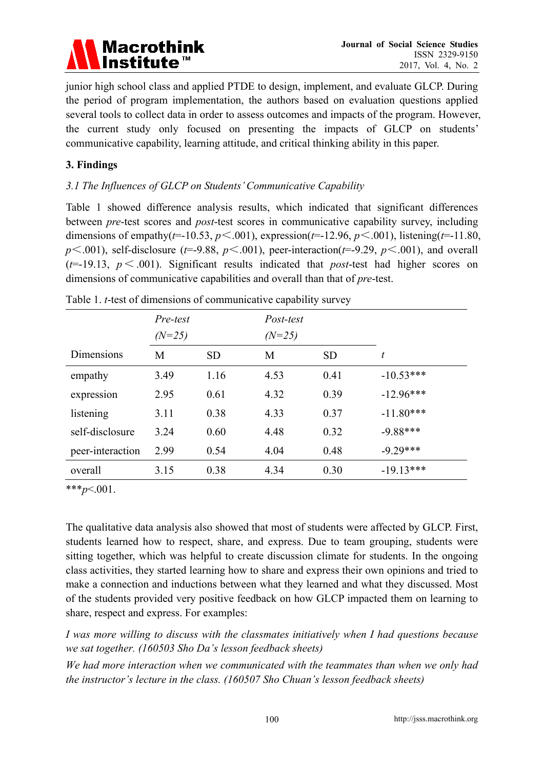junior high school class and applied PTDE to design, implement, and evaluate GLCP. During the period of program implementation, the authors based on evaluation questions applied several tools to collect data in order to assess outcomes and impacts of the program. However, the current study only focused on presenting the impacts of GLCP on students' communicative capability, learning attitude, and critical thinking ability in this paper.

## 3. Findings

### *3.1 The Influences of GLCP on Students' Communicative Capability*

Table 1 showed difference analysis results, which indicated that significant differences between *pre*-test scores and *post*-test scores in communicative capability survey, including dimensions of empathy($t$=-10.53, $p$<.001), expression($t$=-12.96, $p$<.001), listening($t$=-11.80, $p$<.001), self-disclosure ($t$=-9.88, $p$<.001), peer-interaction($t$=-9.29, $p$<.001), and overall ($t$=-19.13, $p$<.001). Significant results indicated that *post*-test had higher scores on dimensions of communicative capabilities and overall than that of *pre*-test.

Table 1. $t$-test of dimensions of communicative capability survey

| Dimensions | *Pre-test* *(N=25)* | | *Post-test* *(N=25)* | | |
|---|---|---|---|---|---|
| | M | SD | M | SD | $t$ |
| empathy | 3.49 | 1.16 | 4.53 | 0.41 | -10.53*** |
| expression | 2.95 | 0.61 | 4.32 | 0.39 | -12.96*** |
| listening | 3.11 | 0.38 | 4.33 | 0.37 | -11.80*** |
| self-disclosure | 3.24 | 0.60 | 4.48 | 0.32 | -9.88*** |
| peer-interaction | 2.99 | 0.54 | 4.04 | 0.48 | -9.29*** |
| overall | 3.15 | 0.38 | 4.34 | 0.30 | -19.13*** |

***$p$<.001.

The qualitative data analysis also showed that most of students were affected by GLCP. First, students learned how to respect, share, and express. Due to team grouping, students were sitting together, which was helpful to create discussion climate for students. In the ongoing class activities, they started learning how to share and express their own opinions and tried to make a connection and inductions between what they learned and what they discussed. Most of the students provided very positive feedback on how GLCP impacted them on learning to share, respect and express. For examples:

*I was more willing to discuss with the classmates initiatively when I had questions because we sat together. (160503 Sho Da's lesson feedback sheets)*

*We had more interaction when we communicated with the teammates than when we only had the instructor's lecture in the class. (160507 Sho Chuan's lesson feedback sheets)*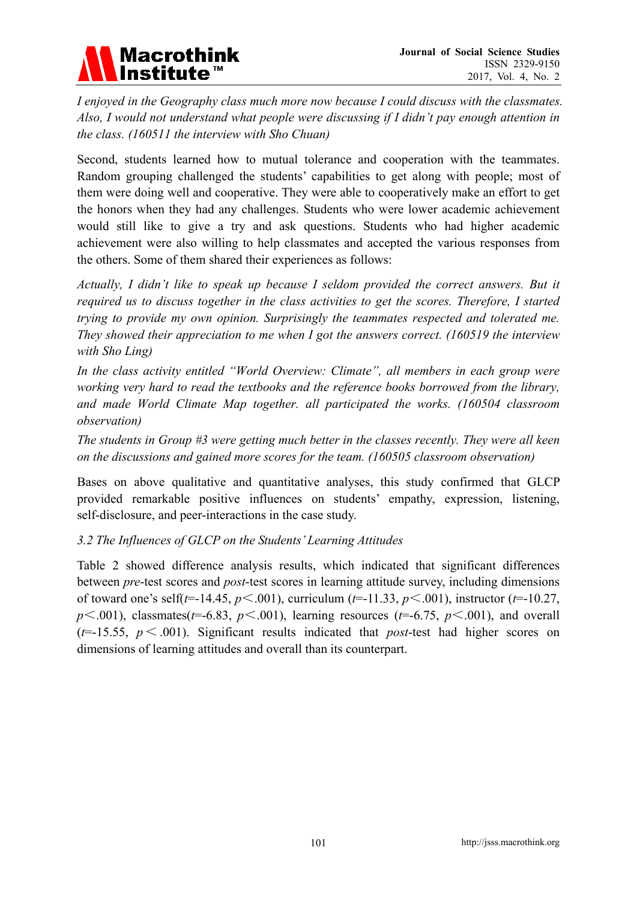*I enjoyed in the Geography class much more now because I could discuss with the classmates. Also, I would not understand what people were discussing if I didn't pay enough attention in the class. (160511 the interview with Sho Chuan)*

Second, students learned how to mutual tolerance and cooperation with the teammates. Random grouping challenged the students' capabilities to get along with people; most of them were doing well and cooperative. They were able to cooperatively make an effort to get the honors when they had any challenges. Students who were lower academic achievement would still like to give a try and ask questions. Students who had higher academic achievement were also willing to help classmates and accepted the various responses from the others. Some of them shared their experiences as follows:

*Actually, I didn't like to speak up because I seldom provided the correct answers. But it required us to discuss together in the class activities to get the scores. Therefore, I started trying to provide my own opinion. Surprisingly the teammates respected and tolerated me. They showed their appreciation to me when I got the answers correct. (160519 the interview with Sho Ling)*

*In the class activity entitled "World Overview: Climate", all members in each group were working very hard to read the textbooks and the reference books borrowed from the library, and made World Climate Map together. all participated the works. (160504 classroom observation)*

*The students in Group #3 were getting much better in the classes recently. They were all keen on the discussions and gained more scores for the team. (160505 classroom observation)*

Bases on above qualitative and quantitative analyses, this study confirmed that GLCP provided remarkable positive influences on students' empathy, expression, listening, self-disclosure, and peer-interactions in the case study.

### *3.2 The Influences of GLCP on the Students' Learning Attitudes*

Table 2 showed difference analysis results, which indicated that significant differences between *pre*-test scores and *post*-test scores in learning attitude survey, including dimensions of toward one's self($t$=-14.45, $p$<.001), curriculum ($t$=-11.33, $p$<.001), instructor ($t$=-10.27, $p$<.001), classmates($t$=-6.83, $p$<.001), learning resources ($t$=-6.75, $p$<.001), and overall ($t$=-15.55, $p$<.001). Significant results indicated that *post*-test had higher scores on dimensions of learning attitudes and overall than its counterpart.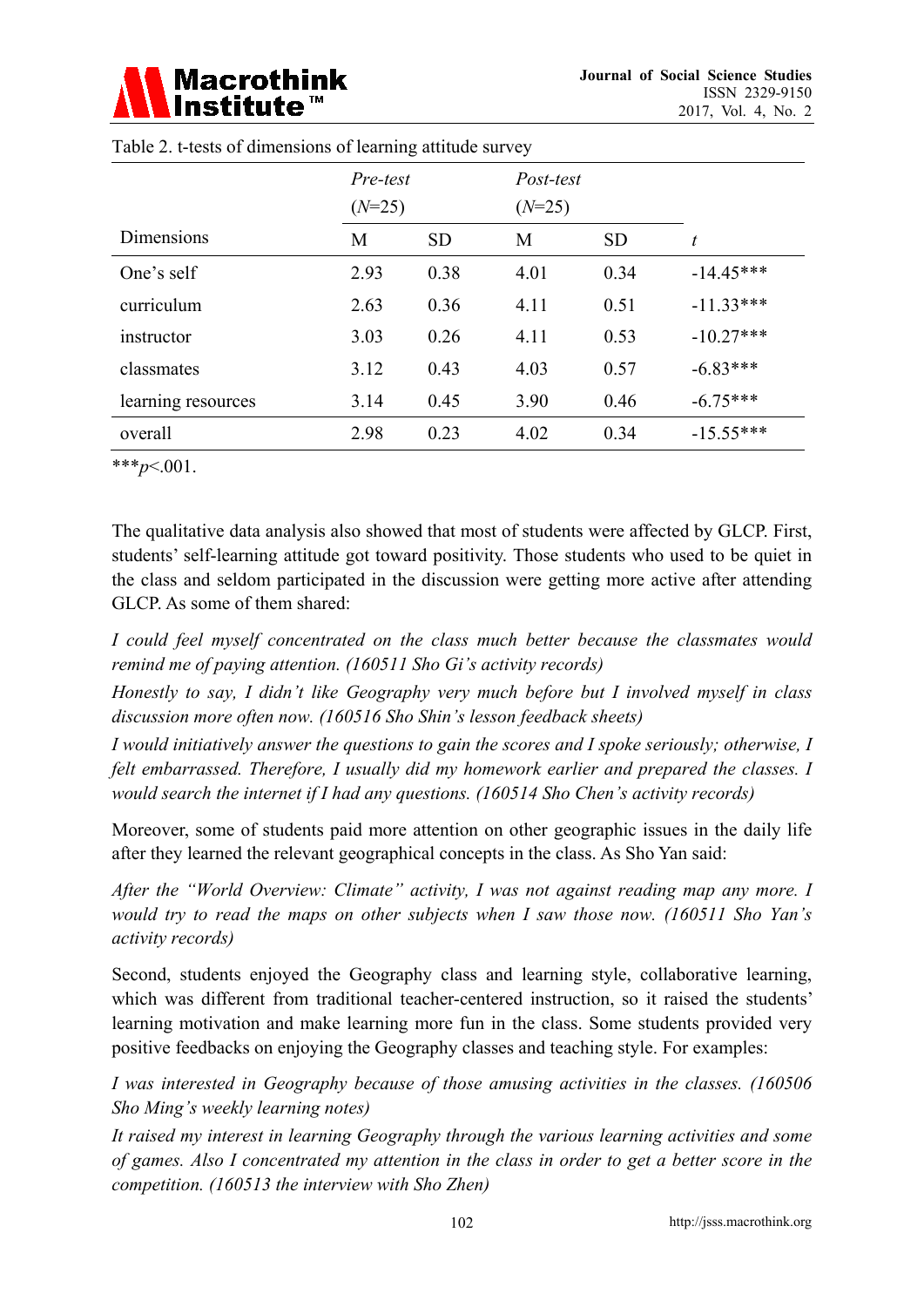Table 2. t-tests of dimensions of learning attitude survey

| Dimensions | *Pre-test* ($N$=25) | | *Post-test* ($N$=25) | | |
|---|---|---|---|---|---|
| | M | SD | M | SD | $t$ |
| One's self | 2.93 | 0.38 | 4.01 | 0.34 | -14.45*** |
| curriculum | 2.63 | 0.36 | 4.11 | 0.51 | -11.33*** |
| instructor | 3.03 | 0.26 | 4.11 | 0.53 | -10.27*** |
| classmates | 3.12 | 0.43 | 4.03 | 0.57 | -6.83*** |
| learning resources | 3.14 | 0.45 | 3.90 | 0.46 | -6.75*** |
| overall | 2.98 | 0.23 | 4.02 | 0.34 | -15.55*** |

***$p$<.001.

The qualitative data analysis also showed that most of students were affected by GLCP. First, students' self-learning attitude got toward positivity. Those students who used to be quiet in the class and seldom participated in the discussion were getting more active after attending GLCP. As some of them shared:

*I could feel myself concentrated on the class much better because the classmates would remind me of paying attention. (160511 Sho Gi's activity records)*

*Honestly to say, I didn't like Geography very much before but I involved myself in class discussion more often now. (160516 Sho Shin's lesson feedback sheets)*

*I would initiatively answer the questions to gain the scores and I spoke seriously; otherwise, I felt embarrassed. Therefore, I usually did my homework earlier and prepared the classes. I would search the internet if I had any questions. (160514 Sho Chen's activity records)*

Moreover, some of students paid more attention on other geographic issues in the daily life after they learned the relevant geographical concepts in the class. As Sho Yan said:

*After the "World Overview: Climate" activity, I was not against reading map any more. I would try to read the maps on other subjects when I saw those now. (160511 Sho Yan's activity records)*

Second, students enjoyed the Geography class and learning style, collaborative learning, which was different from traditional teacher-centered instruction, so it raised the students' learning motivation and make learning more fun in the class. Some students provided very positive feedbacks on enjoying the Geography classes and teaching style. For examples:

*I was interested in Geography because of those amusing activities in the classes. (160506 Sho Ming's weekly learning notes)*

*It raised my interest in learning Geography through the various learning activities and some of games. Also I concentrated my attention in the class in order to get a better score in the competition. (160513 the interview with Sho Zhen)*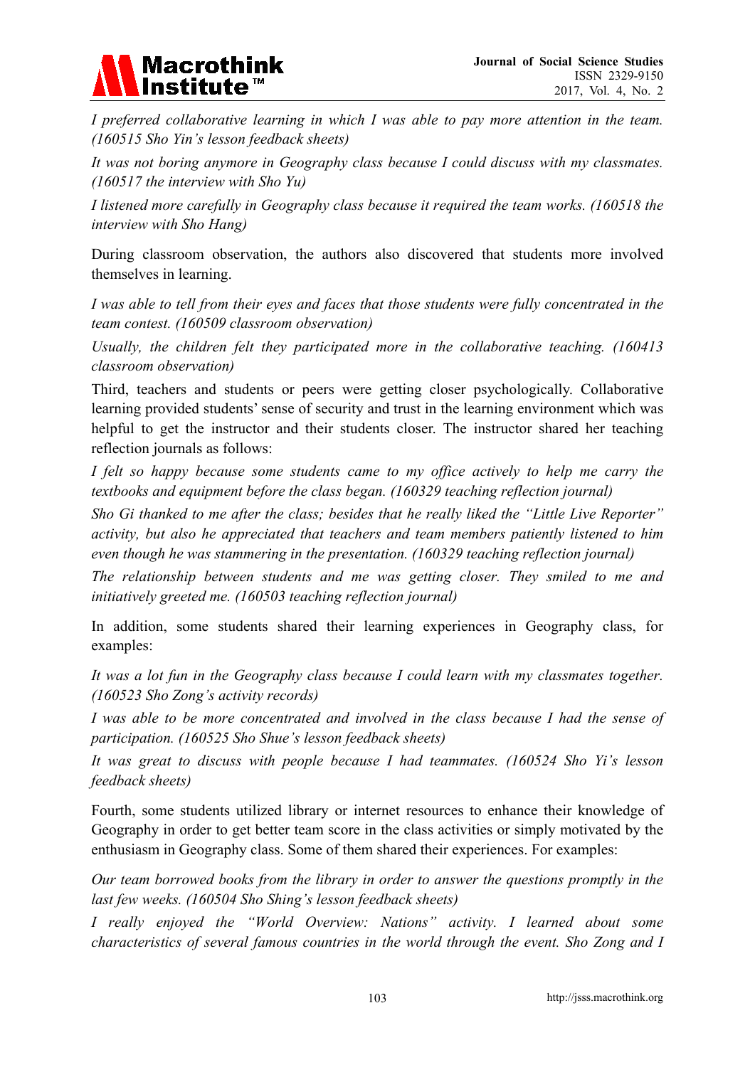*I preferred collaborative learning in which I was able to pay more attention in the team. (160515 Sho Yin's lesson feedback sheets)*

*It was not boring anymore in Geography class because I could discuss with my classmates. (160517 the interview with Sho Yu)*

*I listened more carefully in Geography class because it required the team works. (160518 the interview with Sho Hang)*

During classroom observation, the authors also discovered that students more involved themselves in learning.

*I was able to tell from their eyes and faces that those students were fully concentrated in the team contest. (160509 classroom observation)*

*Usually, the children felt they participated more in the collaborative teaching. (160413 classroom observation)*

Third, teachers and students or peers were getting closer psychologically. Collaborative learning provided students' sense of security and trust in the learning environment which was helpful to get the instructor and their students closer. The instructor shared her teaching reflection journals as follows:

*I felt so happy because some students came to my office actively to help me carry the textbooks and equipment before the class began. (160329 teaching reflection journal)*

*Sho Gi thanked to me after the class; besides that he really liked the "Little Live Reporter" activity, but also he appreciated that teachers and team members patiently listened to him even though he was stammering in the presentation. (160329 teaching reflection journal)*

*The relationship between students and me was getting closer. They smiled to me and initiatively greeted me. (160503 teaching reflection journal)*

In addition, some students shared their learning experiences in Geography class, for examples:

*It was a lot fun in the Geography class because I could learn with my classmates together. (160523 Sho Zong's activity records)*

*I was able to be more concentrated and involved in the class because I had the sense of participation. (160525 Sho Shue's lesson feedback sheets)*

*It was great to discuss with people because I had teammates. (160524 Sho Yi's lesson feedback sheets)*

Fourth, some students utilized library or internet resources to enhance their knowledge of Geography in order to get better team score in the class activities or simply motivated by the enthusiasm in Geography class. Some of them shared their experiences. For examples:

*Our team borrowed books from the library in order to answer the questions promptly in the last few weeks. (160504 Sho Shing's lesson feedback sheets)*

*I really enjoyed the "World Overview: Nations" activity. I learned about some characteristics of several famous countries in the world through the event. Sho Zong and I*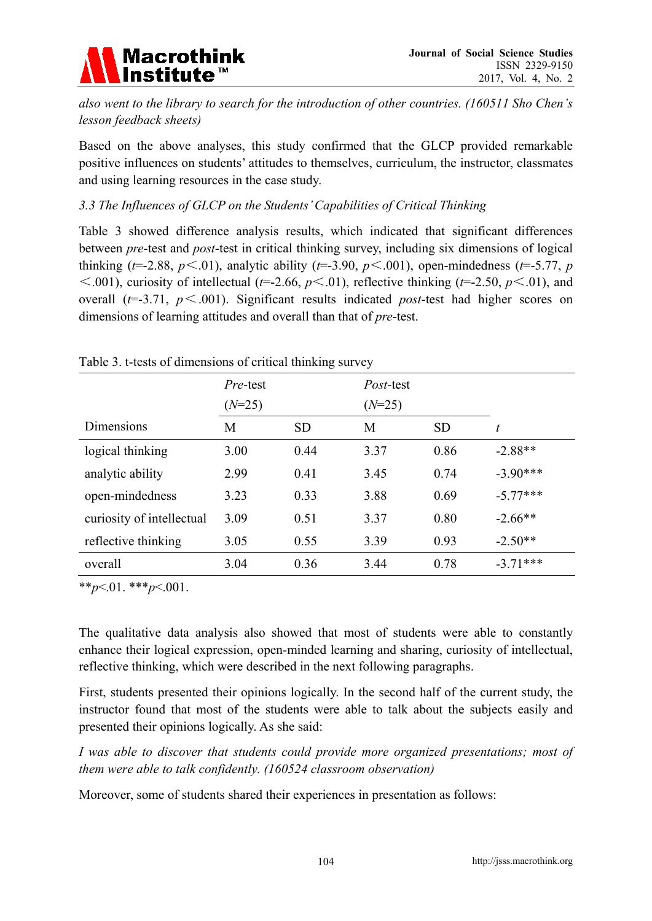*also went to the library to search for the introduction of other countries. (160511 Sho Chen's lesson feedback sheets)*

Based on the above analyses, this study confirmed that the GLCP provided remarkable positive influences on students' attitudes to themselves, curriculum, the instructor, classmates and using learning resources in the case study.

### *3.3 The Influences of GLCP on the Students' Capabilities of Critical Thinking*

Table 3 showed difference analysis results, which indicated that significant differences between *pre*-test and *post*-test in critical thinking survey, including six dimensions of logical thinking ($t$=-2.88, $p$<.01), analytic ability ($t$=-3.90, $p$<.001), open-mindedness ($t$=-5.77, $p$ <.001), curiosity of intellectual ($t$=-2.66, $p$<.01), reflective thinking ($t$=-2.50, $p$<.01), and overall ($t$=-3.71, $p$<.001). Significant results indicated *post*-test had higher scores on dimensions of learning attitudes and overall than that of *pre*-test.

Table 3. t-tests of dimensions of critical thinking survey

| | *Pre*-test ($N$=25) | | *Post*-test ($N$=25) | | |
|---|---|---|---|---|---|
| Dimensions | M | SD | M | SD | $t$ |
| logical thinking | 3.00 | 0.44 | 3.37 | 0.86 | -2.88** |
| analytic ability | 2.99 | 0.41 | 3.45 | 0.74 | -3.90*** |
| open-mindedness | 3.23 | 0.33 | 3.88 | 0.69 | -5.77*** |
| curiosity of intellectual | 3.09 | 0.51 | 3.37 | 0.80 | -2.66** |
| reflective thinking | 3.05 | 0.55 | 3.39 | 0.93 | -2.50** |
| overall | 3.04 | 0.36 | 3.44 | 0.78 | -3.71*** |

**$p$<.01. ***$p$<.001.

The qualitative data analysis also showed that most of students were able to constantly enhance their logical expression, open-minded learning and sharing, curiosity of intellectual, reflective thinking, which were described in the next following paragraphs.

First, students presented their opinions logically. In the second half of the current study, the instructor found that most of the students were able to talk about the subjects easily and presented their opinions logically. As she said:

*I was able to discover that students could provide more organized presentations; most of them were able to talk confidently. (160524 classroom observation)*

Moreover, some of students shared their experiences in presentation as follows: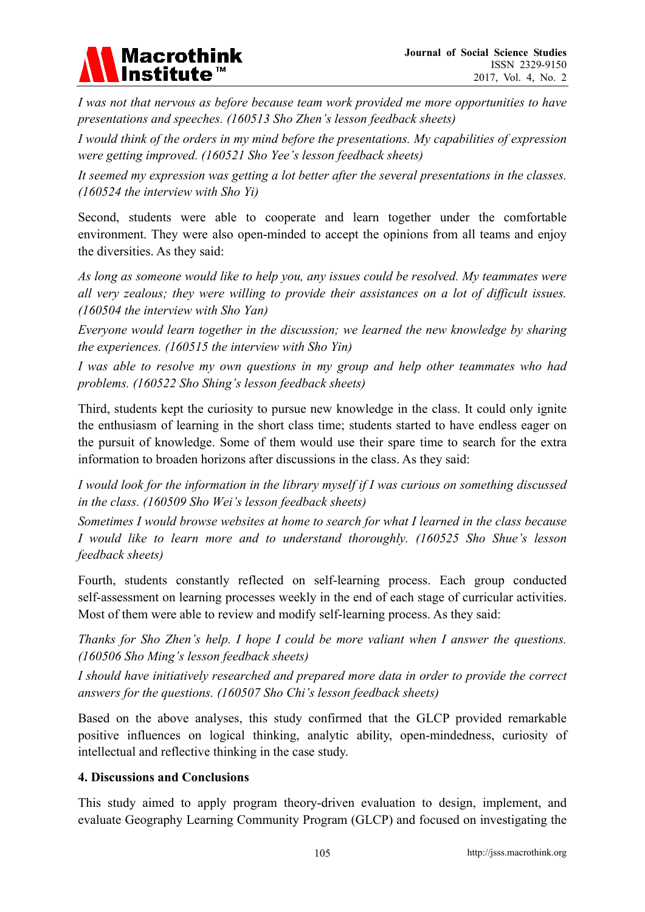*I was not that nervous as before because team work provided me more opportunities to have presentations and speeches. (160513 Sho Zhen's lesson feedback sheets)*

*I would think of the orders in my mind before the presentations. My capabilities of expression were getting improved. (160521 Sho Yee's lesson feedback sheets)*

*It seemed my expression was getting a lot better after the several presentations in the classes. (160524 the interview with Sho Yi)*

Second, students were able to cooperate and learn together under the comfortable environment. They were also open-minded to accept the opinions from all teams and enjoy the diversities. As they said:

*As long as someone would like to help you, any issues could be resolved. My teammates were all very zealous; they were willing to provide their assistances on a lot of difficult issues. (160504 the interview with Sho Yan)*

*Everyone would learn together in the discussion; we learned the new knowledge by sharing the experiences. (160515 the interview with Sho Yin)*

*I was able to resolve my own questions in my group and help other teammates who had problems. (160522 Sho Shing's lesson feedback sheets)*

Third, students kept the curiosity to pursue new knowledge in the class. It could only ignite the enthusiasm of learning in the short class time; students started to have endless eager on the pursuit of knowledge. Some of them would use their spare time to search for the extra information to broaden horizons after discussions in the class. As they said:

*I would look for the information in the library myself if I was curious on something discussed in the class. (160509 Sho Wei's lesson feedback sheets)*

*Sometimes I would browse websites at home to search for what I learned in the class because I would like to learn more and to understand thoroughly. (160525 Sho Shue's lesson feedback sheets)*

Fourth, students constantly reflected on self-learning process. Each group conducted self-assessment on learning processes weekly in the end of each stage of curricular activities. Most of them were able to review and modify self-learning process. As they said:

*Thanks for Sho Zhen's help. I hope I could be more valiant when I answer the questions. (160506 Sho Ming's lesson feedback sheets)*

*I should have initiatively researched and prepared more data in order to provide the correct answers for the questions. (160507 Sho Chi's lesson feedback sheets)*

Based on the above analyses, this study confirmed that the GLCP provided remarkable positive influences on logical thinking, analytic ability, open-mindedness, curiosity of intellectual and reflective thinking in the case study.

## 4. Discussions and Conclusions

This study aimed to apply program theory-driven evaluation to design, implement, and evaluate Geography Learning Community Program (GLCP) and focused on investigating the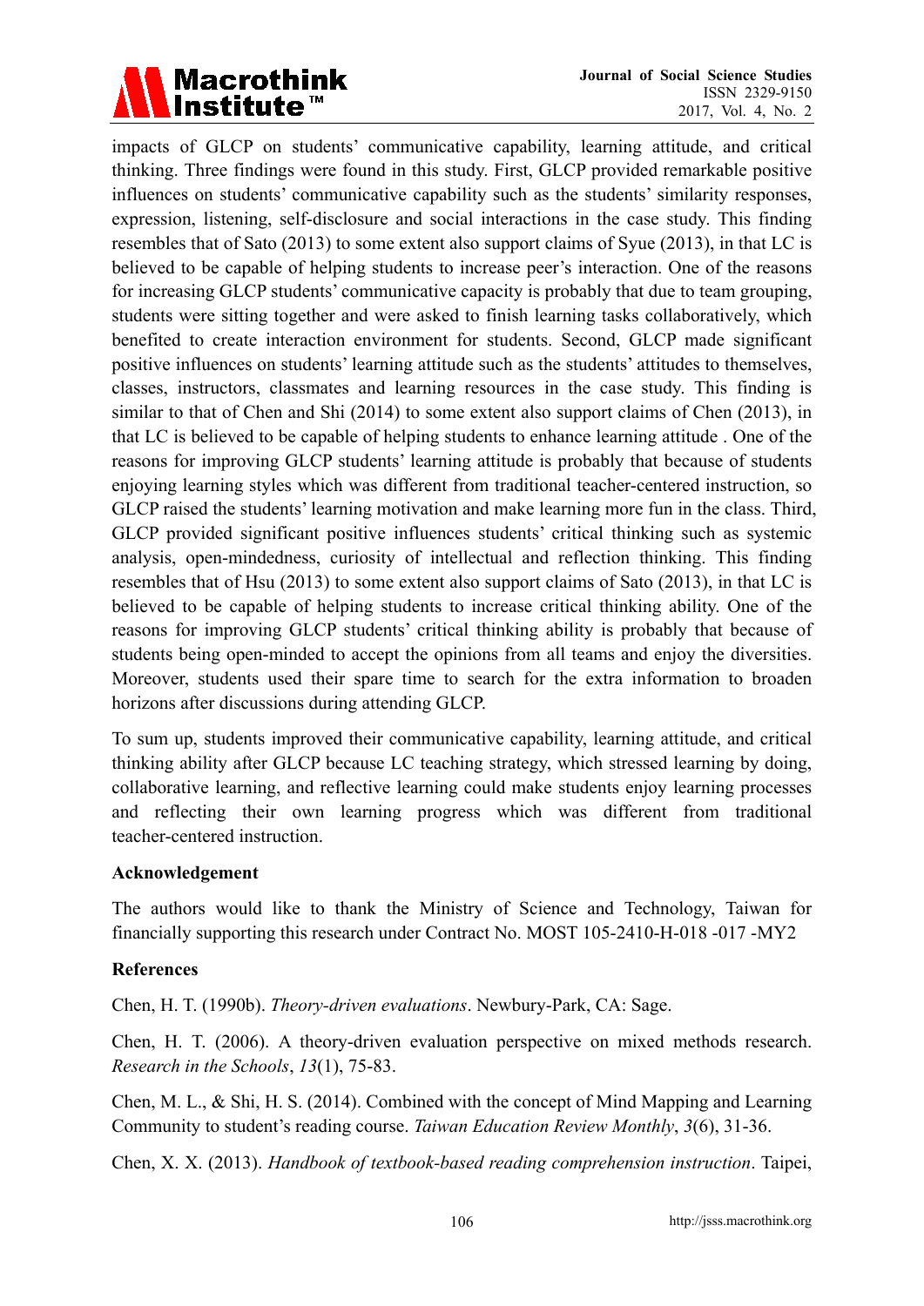impacts of GLCP on students' communicative capability, learning attitude, and critical thinking. Three findings were found in this study. First, GLCP provided remarkable positive influences on students' communicative capability such as the students' similarity responses, expression, listening, self-disclosure and social interactions in the case study. This finding resembles that of Sato (2013) to some extent also support claims of Syue (2013), in that LC is believed to be capable of helping students to increase peer's interaction. One of the reasons for increasing GLCP students' communicative capacity is probably that due to team grouping, students were sitting together and were asked to finish learning tasks collaboratively, which benefited to create interaction environment for students. Second, GLCP made significant positive influences on students' learning attitude such as the students' attitudes to themselves, classes, instructors, classmates and learning resources in the case study. This finding is similar to that of Chen and Shi (2014) to some extent also support claims of Chen (2013), in that LC is believed to be capable of helping students to enhance learning attitude . One of the reasons for improving GLCP students' learning attitude is probably that because of students enjoying learning styles which was different from traditional teacher-centered instruction, so GLCP raised the students' learning motivation and make learning more fun in the class. Third, GLCP provided significant positive influences students' critical thinking such as systemic analysis, open-mindedness, curiosity of intellectual and reflection thinking. This finding resembles that of Hsu (2013) to some extent also support claims of Sato (2013), in that LC is believed to be capable of helping students to increase critical thinking ability. One of the reasons for improving GLCP students' critical thinking ability is probably that because of students being open-minded to accept the opinions from all teams and enjoy the diversities. Moreover, students used their spare time to search for the extra information to broaden horizons after discussions during attending GLCP.

To sum up, students improved their communicative capability, learning attitude, and critical thinking ability after GLCP because LC teaching strategy, which stressed learning by doing, collaborative learning, and reflective learning could make students enjoy learning processes and reflecting their own learning progress which was different from traditional teacher-centered instruction.

**Acknowledgement**

The authors would like to thank the Ministry of Science and Technology, Taiwan for financially supporting this research under Contract No. MOST 105-2410-H-018 -017 -MY2

**References**

Chen, H. T. (1990b). *Theory-driven evaluations*. Newbury-Park, CA: Sage.

Chen, H. T. (2006). A theory-driven evaluation perspective on mixed methods research. *Research in the Schools*, *13*(1), 75-83.

Chen, M. L., & Shi, H. S. (2014). Combined with the concept of Mind Mapping and Learning Community to student's reading course. *Taiwan Education Review Monthly*, *3*(6), 31-36.

Chen, X. X. (2013). *Handbook of textbook-based reading comprehension instruction*. Taipei,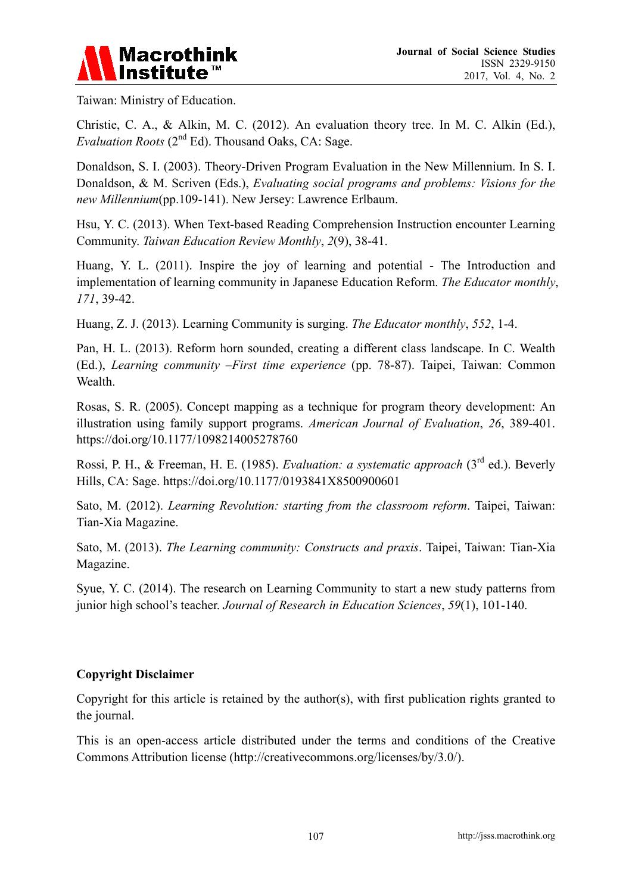Taiwan: Ministry of Education.

Christie, C. A., & Alkin, M. C. (2012). An evaluation theory tree. In M. C. Alkin (Ed.), *Evaluation Roots* (2nd Ed). Thousand Oaks, CA: Sage.

Donaldson, S. I. (2003). Theory-Driven Program Evaluation in the New Millennium. In S. I. Donaldson, & M. Scriven (Eds.), *Evaluating social programs and problems: Visions for the new Millennium*(pp.109-141). New Jersey: Lawrence Erlbaum.

Hsu, Y. C. (2013). When Text-based Reading Comprehension Instruction encounter Learning Community. *Taiwan Education Review Monthly*, *2*(9), 38-41.

Huang, Y. L. (2011). Inspire the joy of learning and potential - The Introduction and implementation of learning community in Japanese Education Reform. *The Educator monthly*, *171*, 39-42.

Huang, Z. J. (2013). Learning Community is surging. *The Educator monthly*, *552*, 1-4.

Pan, H. L. (2013). Reform horn sounded, creating a different class landscape. In C. Wealth (Ed.), *Learning community –First time experience* (pp. 78-87). Taipei, Taiwan: Common Wealth.

Rosas, S. R. (2005). Concept mapping as a technique for program theory development: An illustration using family support programs. *American Journal of Evaluation*, *26*, 389-401. https://doi.org/10.1177/1098214005278760

Rossi, P. H., & Freeman, H. E. (1985). *Evaluation: a systematic approach* (3rd ed.). Beverly Hills, CA: Sage. https://doi.org/10.1177/0193841X8500900601

Sato, M. (2012). *Learning Revolution: starting from the classroom reform*. Taipei, Taiwan: Tian-Xia Magazine.

Sato, M. (2013). *The Learning community: Constructs and praxis*. Taipei, Taiwan: Tian-Xia Magazine.

Syue, Y. C. (2014). The research on Learning Community to start a new study patterns from junior high school's teacher. *Journal of Research in Education Sciences*, *59*(1), 101-140.

## Copyright Disclaimer

Copyright for this article is retained by the author(s), with first publication rights granted to the journal.

This is an open-access article distributed under the terms and conditions of the Creative Commons Attribution license (http://creativecommons.org/licenses/by/3.0/).